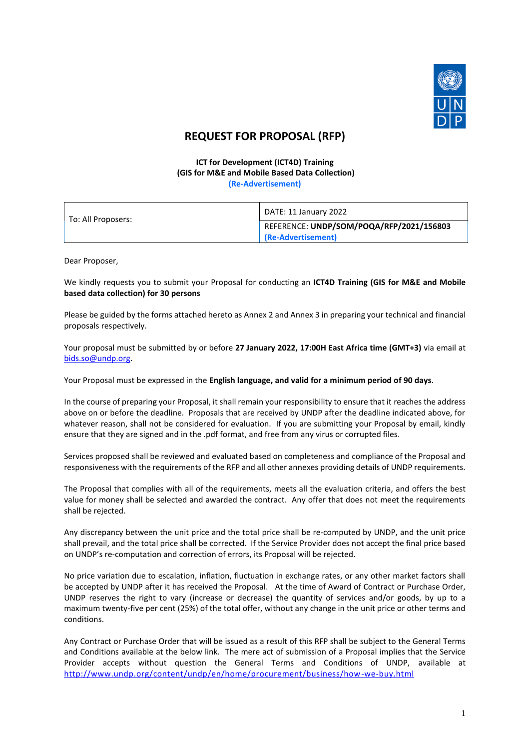# REQUEST FOR PROPOSAL (RFP)

**ICT for Development (ICT4D) Training**
**(GIS for M&E and Mobile Based Data Collection)**
**(Re-Advertisement)**

| To: All Proposers: | DATE: 11 January 2022 |
| --- | --- |
| | REFERENCE: **UNDP/SOM/POQA/RFP/2021/156803** **(Re-Advertisement)** |

Dear Proposer,

We kindly requests you to submit your Proposal for conducting an **ICT4D Training (GIS for M&E and Mobile based data collection) for 30 persons**

Please be guided by the forms attached hereto as Annex 2 and Annex 3 in preparing your technical and financial proposals respectively.

Your proposal must be submitted by or before **27 January 2022, 17:00H East Africa time (GMT+3)** via email at bids.so@undp.org.

Your Proposal must be expressed in the **English language, and valid for a minimum period of 90 days**.

In the course of preparing your Proposal, it shall remain your responsibility to ensure that it reaches the address above on or before the deadline. Proposals that are received by UNDP after the deadline indicated above, for whatever reason, shall not be considered for evaluation. If you are submitting your Proposal by email, kindly ensure that they are signed and in the .pdf format, and free from any virus or corrupted files.

Services proposed shall be reviewed and evaluated based on completeness and compliance of the Proposal and responsiveness with the requirements of the RFP and all other annexes providing details of UNDP requirements.

The Proposal that complies with all of the requirements, meets all the evaluation criteria, and offers the best value for money shall be selected and awarded the contract. Any offer that does not meet the requirements shall be rejected.

Any discrepancy between the unit price and the total price shall be re-computed by UNDP, and the unit price shall prevail, and the total price shall be corrected. If the Service Provider does not accept the final price based on UNDP's re-computation and correction of errors, its Proposal will be rejected.

No price variation due to escalation, inflation, fluctuation in exchange rates, or any other market factors shall be accepted by UNDP after it has received the Proposal. At the time of Award of Contract or Purchase Order, UNDP reserves the right to vary (increase or decrease) the quantity of services and/or goods, by up to a maximum twenty-five per cent (25%) of the total offer, without any change in the unit price or other terms and conditions.

Any Contract or Purchase Order that will be issued as a result of this RFP shall be subject to the General Terms and Conditions available at the below link. The mere act of submission of a Proposal implies that the Service Provider accepts without question the General Terms and Conditions of UNDP, available at http://www.undp.org/content/undp/en/home/procurement/business/how-we-buy.html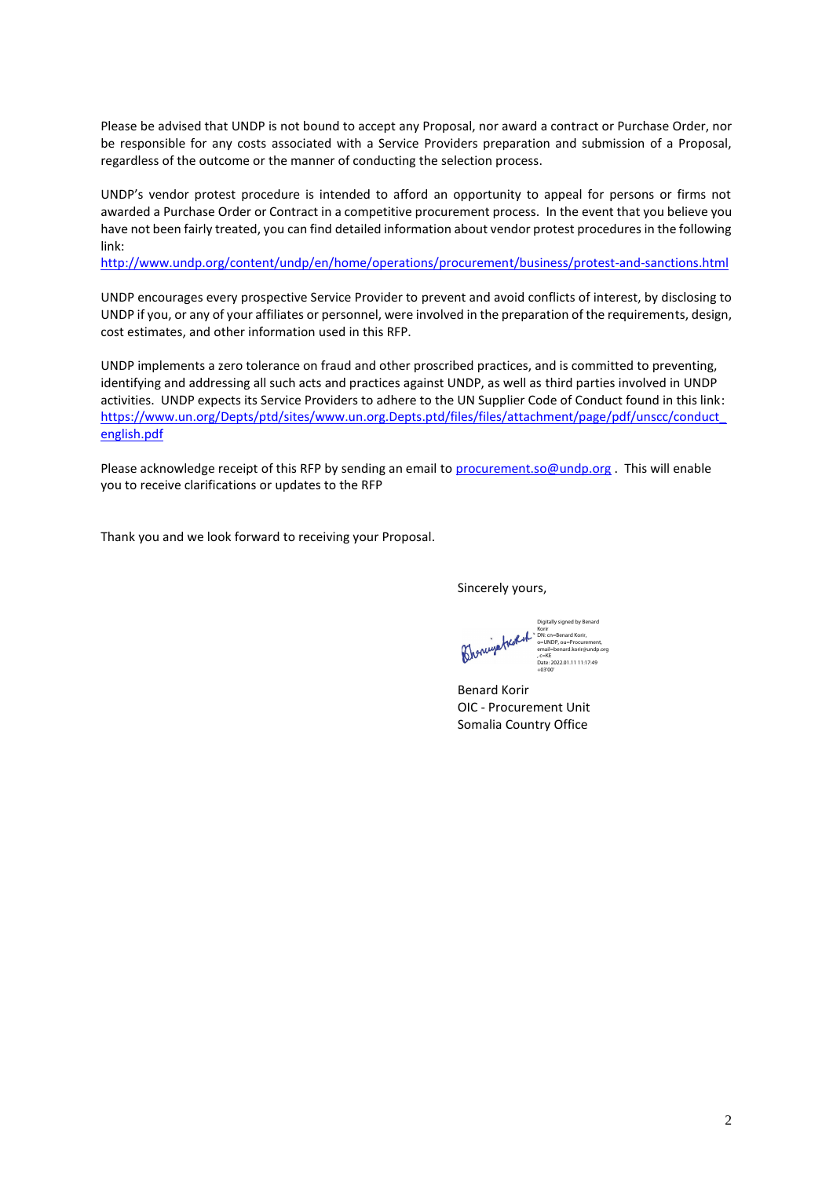Please be advised that UNDP is not bound to accept any Proposal, nor award a contract or Purchase Order, nor be responsible for any costs associated with a Service Providers preparation and submission of a Proposal, regardless of the outcome or the manner of conducting the selection process.

UNDP's vendor protest procedure is intended to afford an opportunity to appeal for persons or firms not awarded a Purchase Order or Contract in a competitive procurement process. In the event that you believe you have not been fairly treated, you can find detailed information about vendor protest procedures in the following link:
http://www.undp.org/content/undp/en/home/operations/procurement/business/protest-and-sanctions.html

UNDP encourages every prospective Service Provider to prevent and avoid conflicts of interest, by disclosing to UNDP if you, or any of your affiliates or personnel, were involved in the preparation of the requirements, design, cost estimates, and other information used in this RFP.

UNDP implements a zero tolerance on fraud and other proscribed practices, and is committed to preventing, identifying and addressing all such acts and practices against UNDP, as well as third parties involved in UNDP activities. UNDP expects its Service Providers to adhere to the UN Supplier Code of Conduct found in this link: https://www.un.org/Depts/ptd/sites/www.un.org.Depts.ptd/files/files/attachment/page/pdf/unscc/conduct_english.pdf

Please acknowledge receipt of this RFP by sending an email to procurement.so@undp.org . This will enable you to receive clarifications or updates to the RFP

Thank you and we look forward to receiving your Proposal.

Sincerely yours,

Digitally signed by Benard Korir
DN: cn=Benard Korir, o=UNDP, ou=Procurement, email=benard.korir@undp.org, c=KE
Date: 2022.01.11 11:17:49 +03'00'

Benard Korir
OIC - Procurement Unit
Somalia Country Office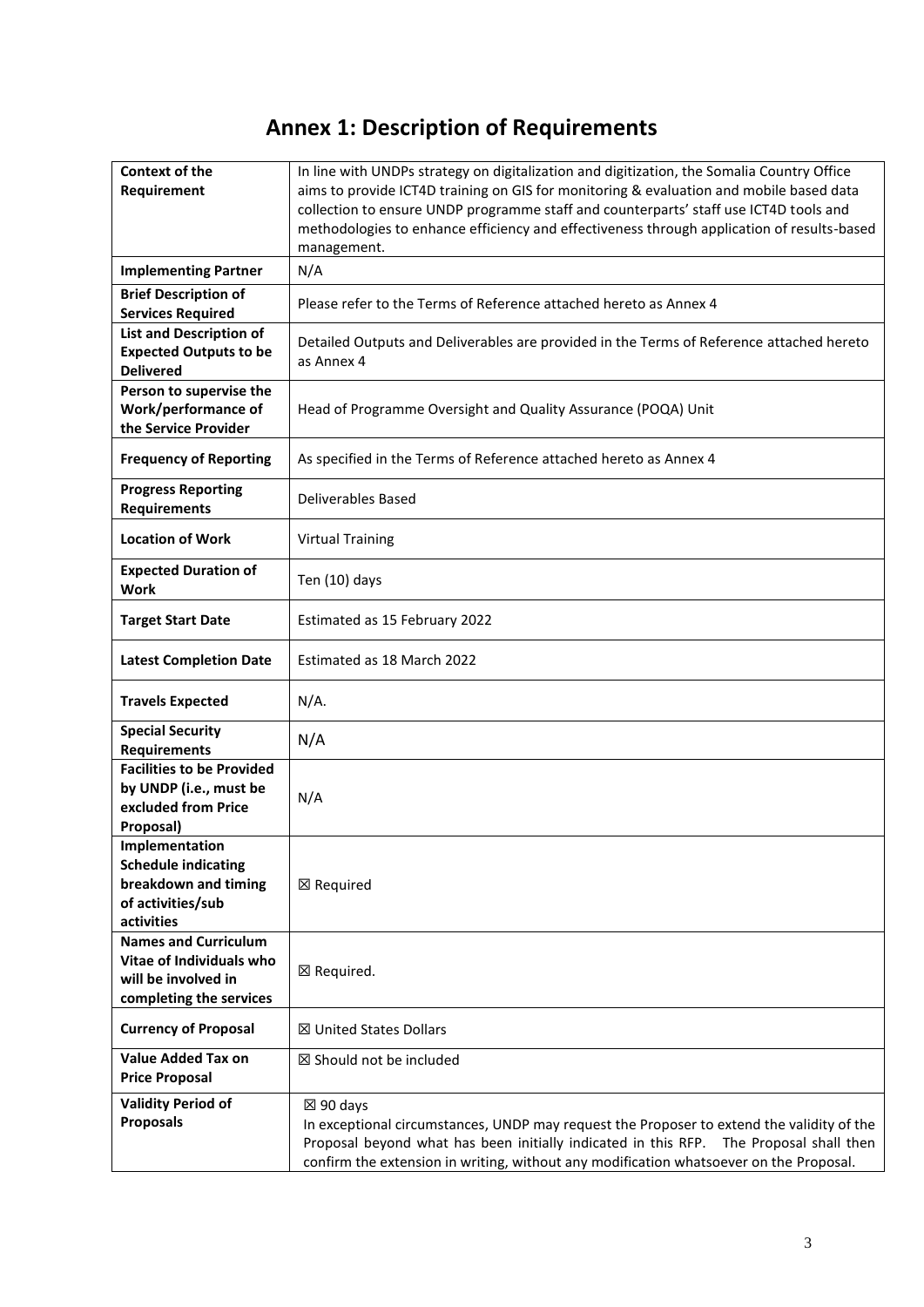# Annex 1: Description of Requirements

| | |
|---|---|
| **Context of the Requirement** | In line with UNDPs strategy on digitalization and digitization, the Somalia Country Office aims to provide ICT4D training on GIS for monitoring & evaluation and mobile based data collection to ensure UNDP programme staff and counterparts' staff use ICT4D tools and methodologies to enhance efficiency and effectiveness through application of results-based management. |
| **Implementing Partner** | N/A |
| **Brief Description of Services Required** | Please refer to the Terms of Reference attached hereto as Annex 4 |
| **List and Description of Expected Outputs to be Delivered** | Detailed Outputs and Deliverables are provided in the Terms of Reference attached hereto as Annex 4 |
| **Person to supervise the Work/performance of the Service Provider** | Head of Programme Oversight and Quality Assurance (POQA) Unit |
| **Frequency of Reporting** | As specified in the Terms of Reference attached hereto as Annex 4 |
| **Progress Reporting Requirements** | Deliverables Based |
| **Location of Work** | Virtual Training |
| **Expected Duration of Work** | Ten (10) days |
| **Target Start Date** | Estimated as 15 February 2022 |
| **Latest Completion Date** | Estimated as 18 March 2022 |
| **Travels Expected** | N/A. |
| **Special Security Requirements** | N/A |
| **Facilities to be Provided by UNDP (i.e., must be excluded from Price Proposal)** | N/A |
| **Implementation Schedule indicating breakdown and timing of activities/sub activities** | ☒ Required |
| **Names and Curriculum Vitae of Individuals who will be involved in completing the services** | ☒ Required. |
| **Currency of Proposal** | ☒ United States Dollars |
| **Value Added Tax on Price Proposal** | ☒ Should not be included |
| **Validity Period of Proposals** | ☒ 90 days<br>In exceptional circumstances, UNDP may request the Proposer to extend the validity of the Proposal beyond what has been initially indicated in this RFP. The Proposal shall then confirm the extension in writing, without any modification whatsoever on the Proposal. |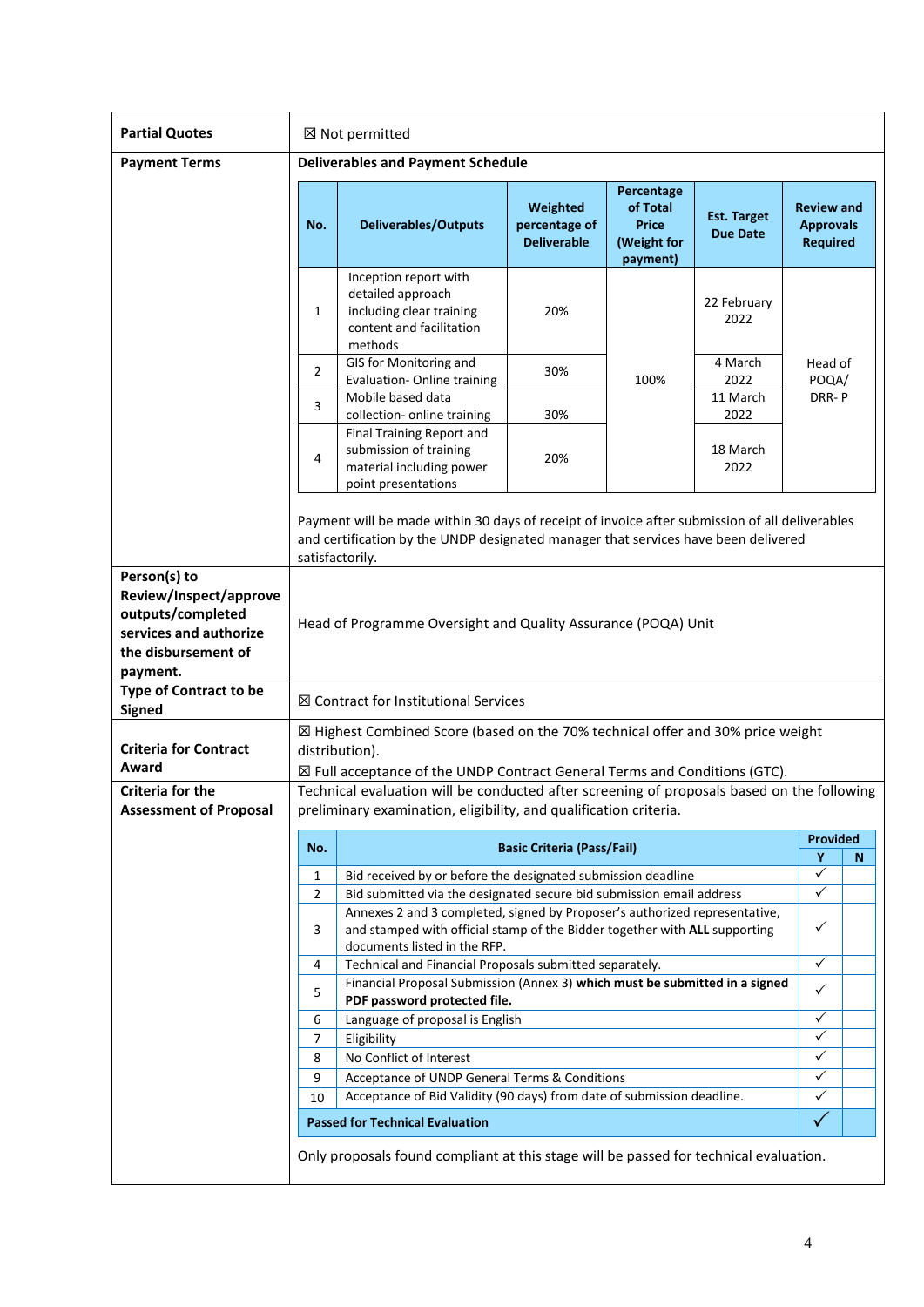| | |
|---|---|
| **Partial Quotes** | ☒ Not permitted |
| **Payment Terms** | **Deliverables and Payment Schedule** |

| No. | Deliverables/Outputs | Weighted percentage of Deliverable | Percentage of Total Price (Weight for payment) | Est. Target Due Date | Review and Approvals Required |
|---|---|---|---|---|---|
| 1 | Inception report with detailed approach including clear training content and facilitation methods | 20% | 100% | 22 February 2022 | Head of POQA/ DRR- P |
| 2 | GIS for Monitoring and Evaluation- Online training | 30% | | 4 March 2022 | |
| 3 | Mobile based data collection- online training | 30% | | 11 March 2022 | |
| 4 | Final Training Report and submission of training material including power point presentations | 20% | | 18 March 2022 | |

Payment will be made within 30 days of receipt of invoice after submission of all deliverables and certification by the UNDP designated manager that services have been delivered satisfactorily.

| | |
|---|---|
| **Person(s) to Review/Inspect/approve outputs/completed services and authorize the disbursement of payment.** | Head of Programme Oversight and Quality Assurance (POQA) Unit |
| **Type of Contract to be Signed** | ☒ Contract for Institutional Services |
| **Criteria for Contract Award** | ☒ Highest Combined Score (based on the 70% technical offer and 30% price weight distribution).<br>☒ Full acceptance of the UNDP Contract General Terms and Conditions (GTC). |
| **Criteria for the Assessment of Proposal** | Technical evaluation will be conducted after screening of proposals based on the following preliminary examination, eligibility, and qualification criteria. |

| No. | Basic Criteria (Pass/Fail) | Provided Y | Provided N |
|---|---|---|---|
| 1 | Bid received by or before the designated submission deadline | ✓ | |
| 2 | Bid submitted via the designated secure bid submission email address | ✓ | |
| 3 | Annexes 2 and 3 completed, signed by Proposer's authorized representative, and stamped with official stamp of the Bidder together with **ALL** supporting documents listed in the RFP. | ✓ | |
| 4 | Technical and Financial Proposals submitted separately. | ✓ | |
| 5 | Financial Proposal Submission (Annex 3) **which must be submitted in a signed PDF password protected file.** | ✓ | |
| 6 | Language of proposal is English | ✓ | |
| 7 | Eligibility | ✓ | |
| 8 | No Conflict of Interest | ✓ | |
| 9 | Acceptance of UNDP General Terms & Conditions | ✓ | |
| 10 | Acceptance of Bid Validity (90 days) from date of submission deadline. | ✓ | |
| | **Passed for Technical Evaluation** | ✓ | |

Only proposals found compliant at this stage will be passed for technical evaluation.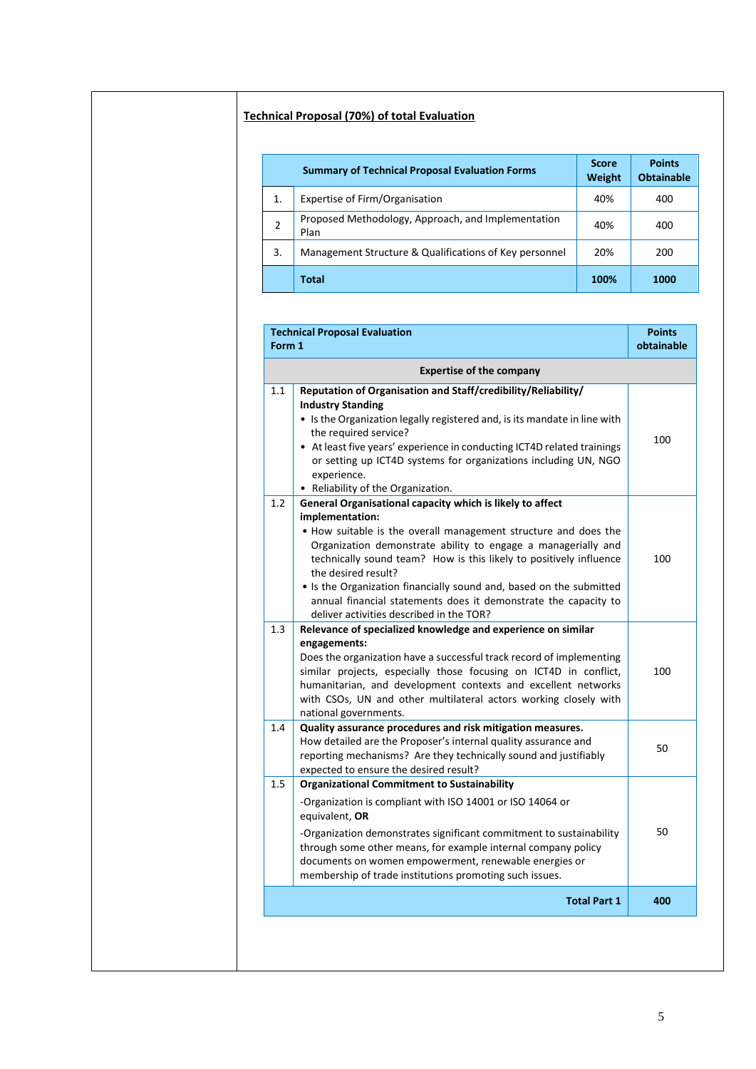**Technical Proposal (70%) of total Evaluation**

| | Summary of Technical Proposal Evaluation Forms | Score Weight | Points Obtainable |
|---|---|---|---|
| 1. | Expertise of Firm/Organisation | 40% | 400 |
| 2 | Proposed Methodology, Approach, and Implementation Plan | 40% | 400 |
| 3. | Management Structure & Qualifications of Key personnel | 20% | 200 |
| | **Total** | **100%** | **1000** |

| Technical Proposal Evaluation Form 1 | | Points obtainable |
|---|---|---|
| | **Expertise of the company** | |
| 1.1 | **Reputation of Organisation and Staff/credibility/Reliability/ Industry Standing**<br>• Is the Organization legally registered and, is its mandate in line with the required service?<br>• At least five years' experience in conducting ICT4D related trainings or setting up ICT4D systems for organizations including UN, NGO experience.<br>• Reliability of the Organization. | 100 |
| 1.2 | **General Organisational capacity which is likely to affect implementation:**<br>• How suitable is the overall management structure and does the Organization demonstrate ability to engage a managerially and technically sound team? How is this likely to positively influence the desired result?<br>• Is the Organization financially sound and, based on the submitted annual financial statements does it demonstrate the capacity to deliver activities described in the TOR? | 100 |
| 1.3 | **Relevance of specialized knowledge and experience on similar engagements:**<br>Does the organization have a successful track record of implementing similar projects, especially those focusing on ICT4D in conflict, humanitarian, and development contexts and excellent networks with CSOs, UN and other multilateral actors working closely with national governments. | 100 |
| 1.4 | **Quality assurance procedures and risk mitigation measures.**<br>How detailed are the Proposer's internal quality assurance and reporting mechanisms? Are they technically sound and justifiably expected to ensure the desired result? | 50 |
| 1.5 | **Organizational Commitment to Sustainability**<br>-Organization is compliant with ISO 14001 or ISO 14064 or equivalent, **OR**<br>-Organization demonstrates significant commitment to sustainability through some other means, for example internal company policy documents on women empowerment, renewable energies or membership of trade institutions promoting such issues. | 50 |
| | **Total Part 1** | **400** |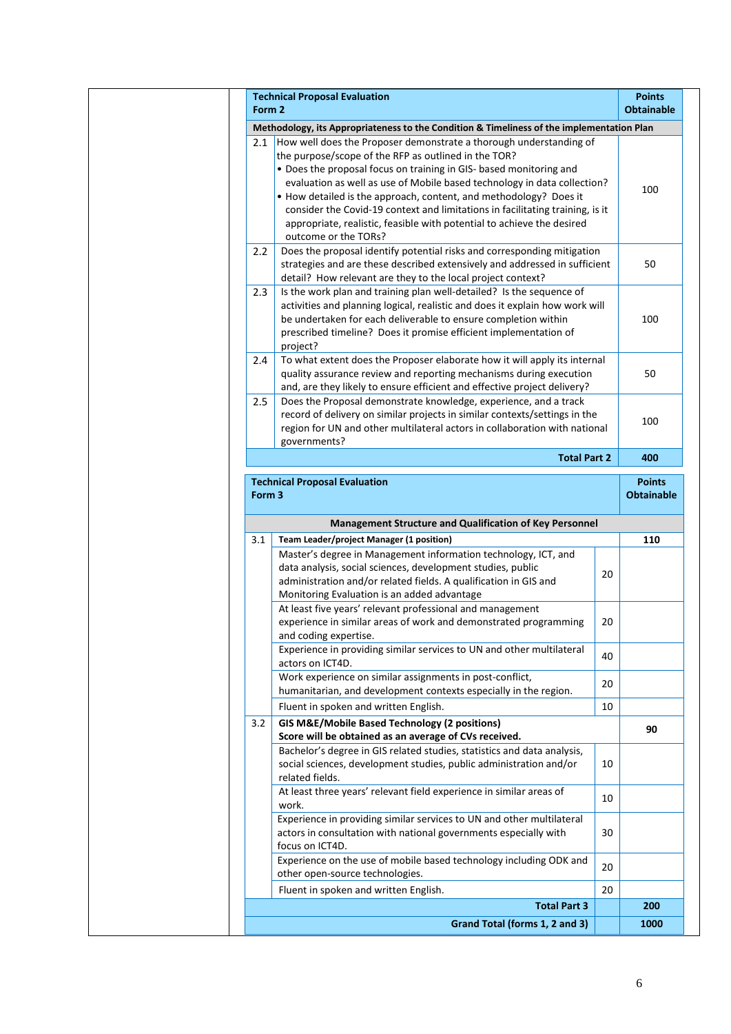| | Technical Proposal Evaluation Form 2 | Points Obtainable |
|---|---|---|
| | **Methodology, its Appropriateness to the Condition & Timeliness of the implementation Plan** | |
| 2.1 | How well does the Proposer demonstrate a thorough understanding of the purpose/scope of the RFP as outlined in the TOR?<br>• Does the proposal focus on training in GIS- based monitoring and evaluation as well as use of Mobile based technology in data collection?<br>• How detailed is the approach, content, and methodology? Does it consider the Covid-19 context and limitations in facilitating training, is it appropriate, realistic, feasible with potential to achieve the desired outcome or the TORs? | 100 |
| 2.2 | Does the proposal identify potential risks and corresponding mitigation strategies and are these described extensively and addressed in sufficient detail? How relevant are they to the local project context? | 50 |
| 2.3 | Is the work plan and training plan well-detailed? Is the sequence of activities and planning logical, realistic and does it explain how work will be undertaken for each deliverable to ensure completion within prescribed timeline? Does it promise efficient implementation of project? | 100 |
| 2.4 | To what extent does the Proposer elaborate how it will apply its internal quality assurance review and reporting mechanisms during execution and, are they likely to ensure efficient and effective project delivery? | 50 |
| 2.5 | Does the Proposal demonstrate knowledge, experience, and a track record of delivery on similar projects in similar contexts/settings in the region for UN and other multilateral actors in collaboration with national governments? | 100 |
| | **Total Part 2** | **400** |

| | Technical Proposal Evaluation Form 3 | | Points Obtainable |
|---|---|---|---|
| | **Management Structure and Qualification of Key Personnel** | | |
| 3.1 | **Team Leader/project Manager (1 position)** | | **110** |
| | Master's degree in Management information technology, ICT, and data analysis, social sciences, development studies, public administration and/or related fields. A qualification in GIS and Monitoring Evaluation is an added advantage | 20 | |
| | At least five years' relevant professional and management experience in similar areas of work and demonstrated programming and coding expertise. | 20 | |
| | Experience in providing similar services to UN and other multilateral actors on ICT4D. | 40 | |
| | Work experience on similar assignments in post-conflict, humanitarian, and development contexts especially in the region. | 20 | |
| | Fluent in spoken and written English. | 10 | |
| 3.2 | **GIS M&E/Mobile Based Technology (2 positions)**<br>**Score will be obtained as an average of CVs received.** | | **90** |
| | Bachelor's degree in GIS related studies, statistics and data analysis, social sciences, development studies, public administration and/or related fields. | 10 | |
| | At least three years' relevant field experience in similar areas of work. | 10 | |
| | Experience in providing similar services to UN and other multilateral actors in consultation with national governments especially with focus on ICT4D. | 30 | |
| | Experience on the use of mobile based technology including ODK and other open-source technologies. | 20 | |
| | Fluent in spoken and written English. | 20 | |
| | **Total Part 3** | | **200** |
| | **Grand Total (forms 1, 2 and 3)** | | **1000** |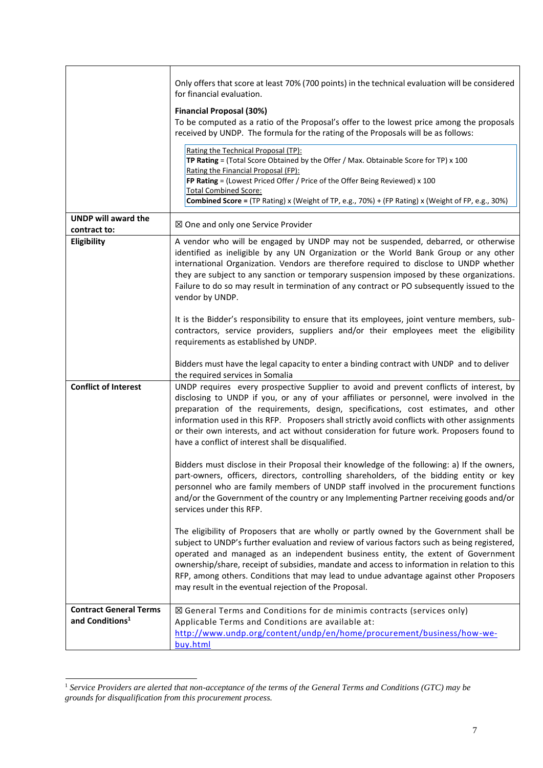| | |
|---|---|
| | Only offers that score at least 70% (700 points) in the technical evaluation will be considered for financial evaluation.<br><br>**Financial Proposal (30%)**<br>To be computed as a ratio of the Proposal's offer to the lowest price among the proposals received by UNDP. The formula for the rating of the Proposals will be as follows:<br><br>Rating the Technical Proposal (TP):<br>**TP Rating** = (Total Score Obtained by the Offer / Max. Obtainable Score for TP) x 100<br>Rating the Financial Proposal (FP):<br>**FP Rating** = (Lowest Priced Offer / Price of the Offer Being Reviewed) x 100<br>Total Combined Score:<br>**Combined Score =** (TP Rating) x (Weight of TP, e.g., 70%) + (FP Rating) x (Weight of FP, e.g., 30%) |
| **UNDP will award the contract to:** | ☒ One and only one Service Provider |
| **Eligibility** | A vendor who will be engaged by UNDP may not be suspended, debarred, or otherwise identified as ineligible by any UN Organization or the World Bank Group or any other international Organization. Vendors are therefore required to disclose to UNDP whether they are subject to any sanction or temporary suspension imposed by these organizations. Failure to do so may result in termination of any contract or PO subsequently issued to the vendor by UNDP.<br><br>It is the Bidder's responsibility to ensure that its employees, joint venture members, sub-contractors, service providers, suppliers and/or their employees meet the eligibility requirements as established by UNDP.<br><br>Bidders must have the legal capacity to enter a binding contract with UNDP and to deliver the required services in Somalia |
| **Conflict of Interest** | UNDP requires every prospective Supplier to avoid and prevent conflicts of interest, by disclosing to UNDP if you, or any of your affiliates or personnel, were involved in the preparation of the requirements, design, specifications, cost estimates, and other information used in this RFP. Proposers shall strictly avoid conflicts with other assignments or their own interests, and act without consideration for future work. Proposers found to have a conflict of interest shall be disqualified.<br><br>Bidders must disclose in their Proposal their knowledge of the following: a) If the owners, part-owners, officers, directors, controlling shareholders, of the bidding entity or key personnel who are family members of UNDP staff involved in the procurement functions and/or the Government of the country or any Implementing Partner receiving goods and/or services under this RFP.<br><br>The eligibility of Proposers that are wholly or partly owned by the Government shall be subject to UNDP's further evaluation and review of various factors such as being registered, operated and managed as an independent business entity, the extent of Government ownership/share, receipt of subsidies, mandate and access to information in relation to this RFP, among others. Conditions that may lead to undue advantage against other Proposers may result in the eventual rejection of the Proposal. |
| **Contract General Terms and Conditions**[1] | ☒ General Terms and Conditions for de minimis contracts (services only)<br>Applicable Terms and Conditions are available at:<br>http://www.undp.org/content/undp/en/home/procurement/business/how-we-buy.html |

[1] *Service Providers are alerted that non-acceptance of the terms of the General Terms and Conditions (GTC) may be grounds for disqualification from this procurement process.*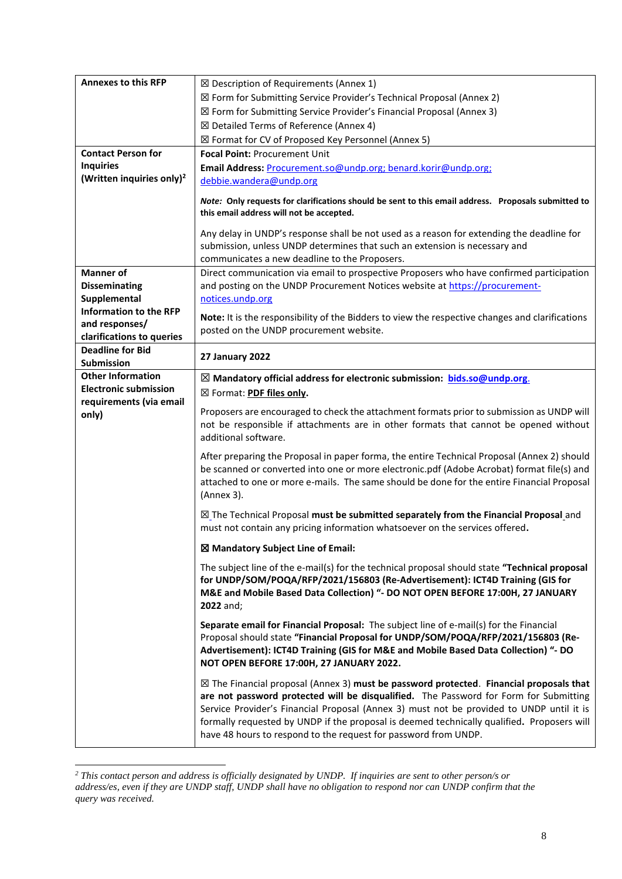| | |
|---|---|
| **Annexes to this RFP** | ☒ Description of Requirements (Annex 1)<br>☒ Form for Submitting Service Provider's Technical Proposal (Annex 2)<br>☒ Form for Submitting Service Provider's Financial Proposal (Annex 3)<br>☒ Detailed Terms of Reference (Annex 4)<br>☒ Format for CV of Proposed Key Personnel (Annex 5) |
| **Contact Person for Inquiries (Written inquiries only)**[2] | **Focal Point:** Procurement Unit<br>**Email Address:** Procurement.so@undp.org; benard.korir@undp.org; debbie.wandera@undp.org<br><br>***Note:* Only requests for clarifications should be sent to this email address. Proposals submitted to this email address will not be accepted.**<br><br>Any delay in UNDP's response shall be not used as a reason for extending the deadline for submission, unless UNDP determines that such an extension is necessary and communicates a new deadline to the Proposers. |
| **Manner of Disseminating Supplemental Information to the RFP and responses/ clarifications to queries** | Direct communication via email to prospective Proposers who have confirmed participation and posting on the UNDP Procurement Notices website at https://procurement-notices.undp.org<br><br>**Note:** It is the responsibility of the Bidders to view the respective changes and clarifications posted on the UNDP procurement website. |
| **Deadline for Bid Submission** | **27 January 2022** |
| **Other Information Electronic submission requirements (via email only)** | ☒ **Mandatory official address for electronic submission: bids.so@undp.org.**<br>☒ Format: **PDF files only.**<br><br>Proposers are encouraged to check the attachment formats prior to submission as UNDP will not be responsible if attachments are in other formats that cannot be opened without additional software.<br><br>After preparing the Proposal in paper forma, the entire Technical Proposal (Annex 2) should be scanned or converted into one or more electronic.pdf (Adobe Acrobat) format file(s) and attached to one or more e-mails. The same should be done for the entire Financial Proposal (Annex 3).<br><br>☒ The Technical Proposal **must be submitted separately from the Financial Proposal** and must not contain any pricing information whatsoever on the services offered**.**<br><br>☒ **Mandatory Subject Line of Email:**<br><br>The subject line of the e-mail(s) for the technical proposal should state **"Technical proposal for UNDP/SOM/POQA/RFP/2021/156803 (Re-Advertisement): ICT4D Training (GIS for M&E and Mobile Based Data Collection) "- DO NOT OPEN BEFORE 17:00H, 27 JANUARY 2022** and;<br><br>**Separate email for Financial Proposal:** The subject line of e-mail(s) for the Financial Proposal should state **"Financial Proposal for UNDP/SOM/POQA/RFP/2021/156803 (Re-Advertisement): ICT4D Training (GIS for M&E and Mobile Based Data Collection) "- DO NOT OPEN BEFORE 17:00H, 27 JANUARY 2022.**<br><br>☒ The Financial proposal (Annex 3) **must be password protected**. **Financial proposals that are not password protected will be disqualified.** The Password for Form for Submitting Service Provider's Financial Proposal (Annex 3) must not be provided to UNDP until it is formally requested by UNDP if the proposal is deemed technically qualified**.** Proposers will have 48 hours to respond to the request for password from UNDP. |

[2] *This contact person and address is officially designated by UNDP. If inquiries are sent to other person/s or address/es, even if they are UNDP staff, UNDP shall have no obligation to respond nor can UNDP confirm that the query was received.*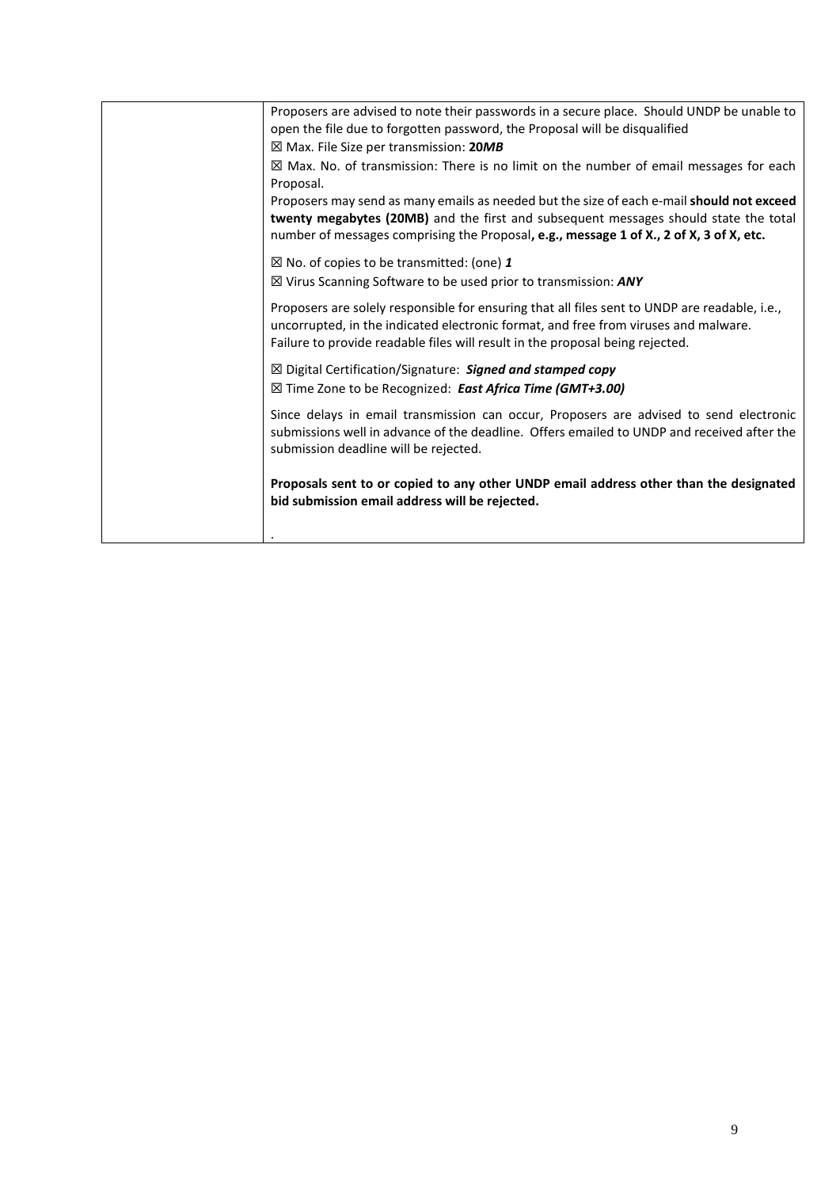| | Proposers are advised to note their passwords in a secure place. Should UNDP be unable to open the file due to forgotten password, the Proposal will be disqualified<br>☒ Max. File Size per transmission: **20*MB***<br>☒ Max. No. of transmission: There is no limit on the number of email messages for each Proposal.<br>Proposers may send as many emails as needed but the size of each e-mail **should not exceed twenty megabytes (20MB)** and the first and subsequent messages should state the total number of messages comprising the Proposal**, e.g., message 1 of X., 2 of X, 3 of X, etc.**<br><br>☒ No. of copies to be transmitted: (one) ***1***<br>☒ Virus Scanning Software to be used prior to transmission: ***ANY***<br><br>Proposers are solely responsible for ensuring that all files sent to UNDP are readable, i.e., uncorrupted, in the indicated electronic format, and free from viruses and malware. Failure to provide readable files will result in the proposal being rejected.<br><br>☒ Digital Certification/Signature: ***Signed and stamped copy***<br>☒ Time Zone to be Recognized: ***East Africa Time (GMT+3.00)***<br><br>Since delays in email transmission can occur, Proposers are advised to send electronic submissions well in advance of the deadline. Offers emailed to UNDP and received after the submission deadline will be rejected.<br><br>**Proposals sent to or copied to any other UNDP email address other than the designated bid submission email address will be rejected.**<br><br>. |
|---|---|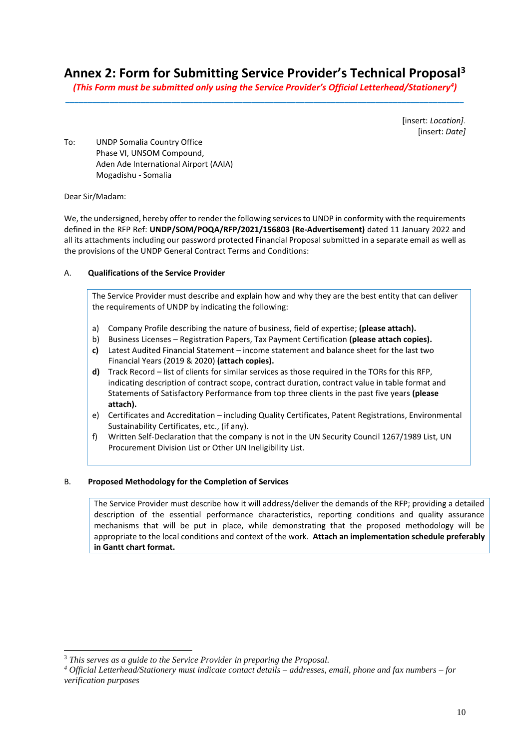# Annex 2: Form for Submitting Service Provider's Technical Proposal[3]

***(This Form must be submitted only using the Service Provider's Official Letterhead/Stationery[4])***

---

[insert: *Location]*.
[insert: *Date]*

To: UNDP Somalia Country Office
Phase VI, UNSOM Compound,
Aden Ade International Airport (AAIA)
Mogadishu - Somalia

Dear Sir/Madam:

We, the undersigned, hereby offer to render the following services to UNDP in conformity with the requirements defined in the RFP Ref: **UNDP/SOM/POQA/RFP/2021/156803 (Re-Advertisement)** dated 11 January 2022 and all its attachments including our password protected Financial Proposal submitted in a separate email as well as the provisions of the UNDP General Contract Terms and Conditions:

A. **Qualifications of the Service Provider**

> The Service Provider must describe and explain how and why they are the best entity that can deliver the requirements of UNDP by indicating the following:
>
> a) Company Profile describing the nature of business, field of expertise; **(please attach).**
> b) Business Licenses – Registration Papers, Tax Payment Certification **(please attach copies).**
> **c)** Latest Audited Financial Statement – income statement and balance sheet for the last two Financial Years (2019 & 2020) **(attach copies).**
> **d)** Track Record – list of clients for similar services as those required in the TORs for this RFP, indicating description of contract scope, contract duration, contract value in table format and Statements of Satisfactory Performance from top three clients in the past five years **(please attach).**
> e) Certificates and Accreditation – including Quality Certificates, Patent Registrations, Environmental Sustainability Certificates, etc., (if any).
> f) Written Self-Declaration that the company is not in the UN Security Council 1267/1989 List, UN Procurement Division List or Other UN Ineligibility List.

B. **Proposed Methodology for the Completion of Services**

> The Service Provider must describe how it will address/deliver the demands of the RFP; providing a detailed description of the essential performance characteristics, reporting conditions and quality assurance mechanisms that will be put in place, while demonstrating that the proposed methodology will be appropriate to the local conditions and context of the work. **Attach an implementation schedule preferably in Gantt chart format.**

---

[3] *This serves as a guide to the Service Provider in preparing the Proposal.*
[4] *Official Letterhead/Stationery must indicate contact details – addresses, email, phone and fax numbers – for verification purposes*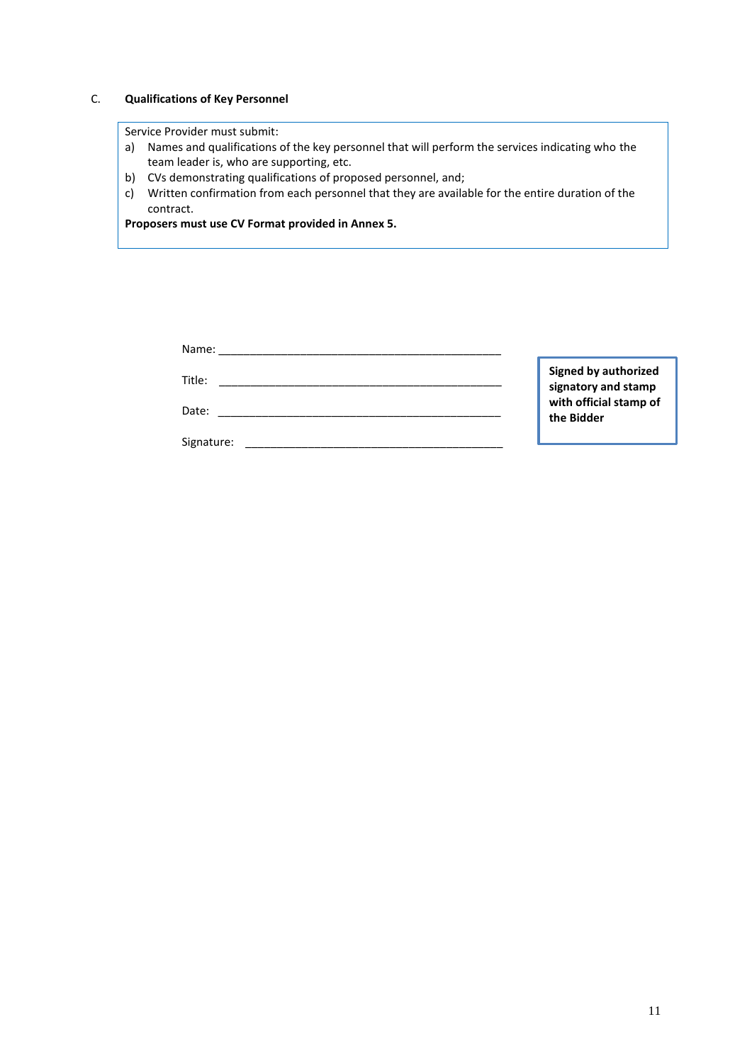### C. Qualifications of Key Personnel

Service Provider must submit:

a) Names and qualifications of the key personnel that will perform the services indicating who the team leader is, who are supporting, etc.
b) CVs demonstrating qualifications of proposed personnel, and;
c) Written confirmation from each personnel that they are available for the entire duration of the contract.

**Proposers must use CV Format provided in Annex 5.**

Name: _______________________________________________

Title: _______________________________________________

Date: _______________________________________________

Signature: ___________________________________________

**Signed by authorized signatory and stamp with official stamp of the Bidder**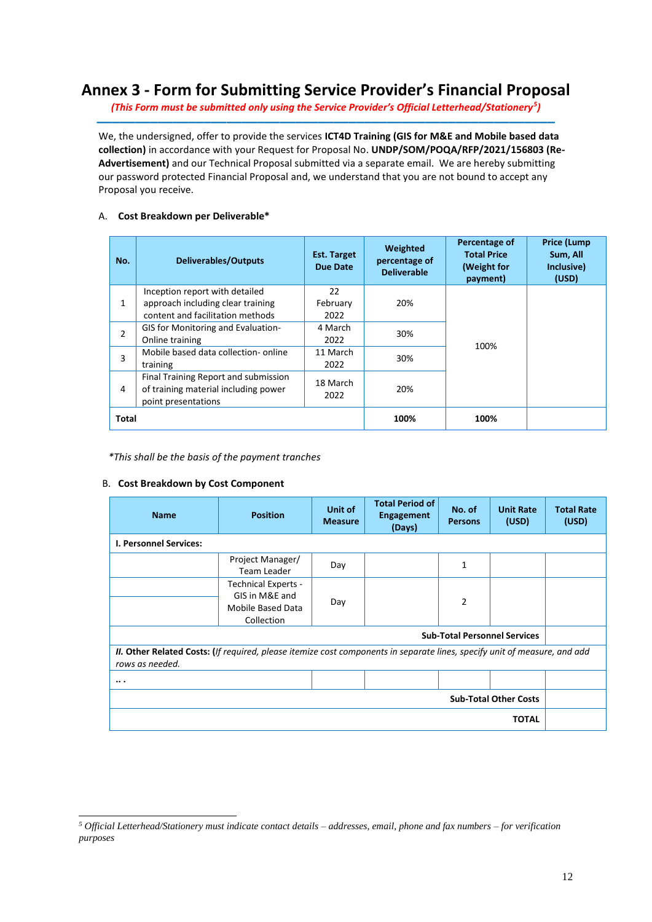# Annex 3 - Form for Submitting Service Provider's Financial Proposal

*(This Form must be submitted only using the Service Provider's Official Letterhead/Stationery[5])*

We, the undersigned, offer to provide the services **ICT4D Training (GIS for M&E and Mobile based data collection)** in accordance with your Request for Proposal No. **UNDP/SOM/POQA/RFP/2021/156803 (Re-Advertisement)** and our Technical Proposal submitted via a separate email. We are hereby submitting our password protected Financial Proposal and, we understand that you are not bound to accept any Proposal you receive.

A. **Cost Breakdown per Deliverable***

| No. | Deliverables/Outputs | Est. Target Due Date | Weighted percentage of Deliverable | Percentage of Total Price (Weight for payment) | Price (Lump Sum, All Inclusive) (USD) |
|---|---|---|---|---|---|
| 1 | Inception report with detailed approach including clear training content and facilitation methods | 22 February 2022 | 20% | 100% | |
| 2 | GIS for Monitoring and Evaluation- Online training | 4 March 2022 | 30% | | |
| 3 | Mobile based data collection- online training | 11 March 2022 | 30% | | |
| 4 | Final Training Report and submission of training material including power point presentations | 18 March 2022 | 20% | | |
| **Total** | | | **100%** | **100%** | |

*\*This shall be the basis of the payment tranches*

B. **Cost Breakdown by Cost Component**

| Name | Position | Unit of Measure | Total Period of Engagement (Days) | No. of Persons | Unit Rate (USD) | Total Rate (USD) |
|---|---|---|---|---|---|---|
| **I. Personnel Services:** | | | | | | |
| | Project Manager/ Team Leader | Day | | 1 | | |
| | Technical Experts - GIS in M&E and Mobile Based Data Collection | Day | | 2 | | |
| | | | | | **Sub-Total Personnel Services** | |
| ***II.* Other Related Costs: (***If required, please itemize cost components in separate lines, specify unit of measure, and add rows as needed.* | | | | | | |
| **…** | | | | | | |
| | | | | | **Sub-Total Other Costs** | |
| | | | | | **TOTAL** | |

[5] *Official Letterhead/Stationery must indicate contact details – addresses, email, phone and fax numbers – for verification purposes*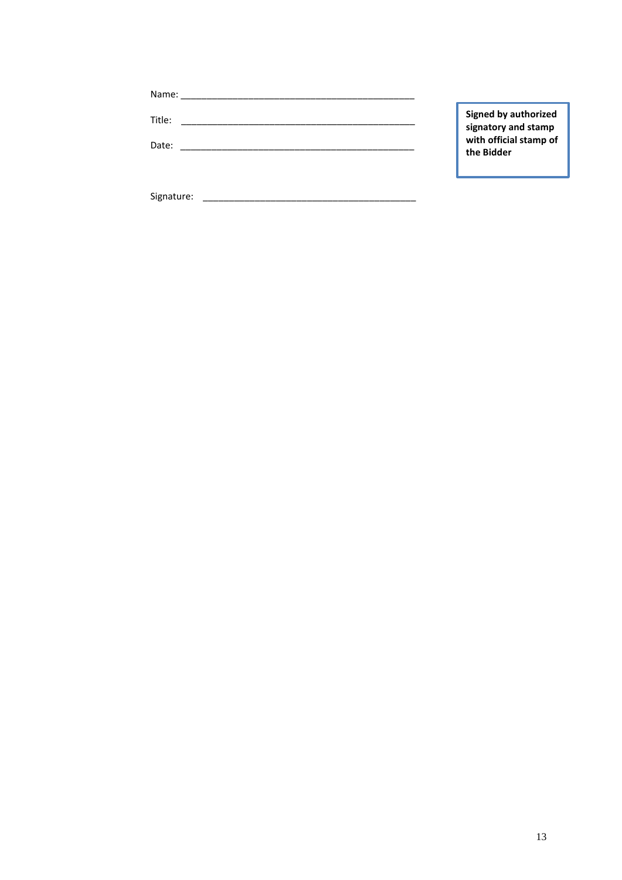Name: _____________________________________________

Title: _____________________________________________

Date: _____________________________________________

**Signed by authorized signatory and stamp with official stamp of the Bidder**

Signature: ________________________________________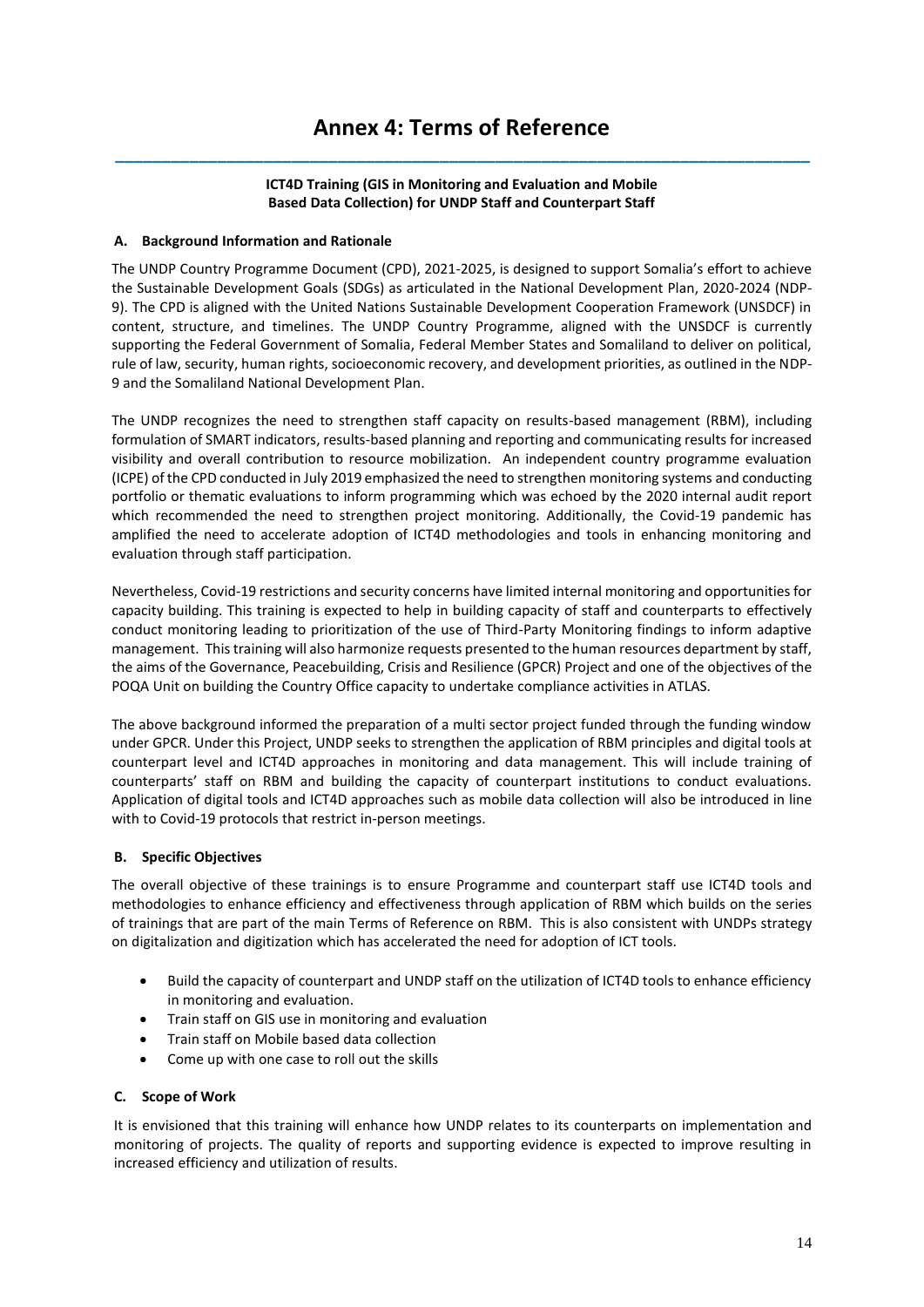# Annex 4: Terms of Reference

**ICT4D Training (GIS in Monitoring and Evaluation and Mobile Based Data Collection) for UNDP Staff and Counterpart Staff**

### A. Background Information and Rationale

The UNDP Country Programme Document (CPD), 2021-2025, is designed to support Somalia's effort to achieve the Sustainable Development Goals (SDGs) as articulated in the National Development Plan, 2020-2024 (NDP-9). The CPD is aligned with the United Nations Sustainable Development Cooperation Framework (UNSDCF) in content, structure, and timelines. The UNDP Country Programme, aligned with the UNSDCF is currently supporting the Federal Government of Somalia, Federal Member States and Somaliland to deliver on political, rule of law, security, human rights, socioeconomic recovery, and development priorities, as outlined in the NDP-9 and the Somaliland National Development Plan.

The UNDP recognizes the need to strengthen staff capacity on results-based management (RBM), including formulation of SMART indicators, results-based planning and reporting and communicating results for increased visibility and overall contribution to resource mobilization. An independent country programme evaluation (ICPE) of the CPD conducted in July 2019 emphasized the need to strengthen monitoring systems and conducting portfolio or thematic evaluations to inform programming which was echoed by the 2020 internal audit report which recommended the need to strengthen project monitoring. Additionally, the Covid-19 pandemic has amplified the need to accelerate adoption of ICT4D methodologies and tools in enhancing monitoring and evaluation through staff participation.

Nevertheless, Covid-19 restrictions and security concerns have limited internal monitoring and opportunities for capacity building. This training is expected to help in building capacity of staff and counterparts to effectively conduct monitoring leading to prioritization of the use of Third-Party Monitoring findings to inform adaptive management. This training will also harmonize requests presented to the human resources department by staff, the aims of the Governance, Peacebuilding, Crisis and Resilience (GPCR) Project and one of the objectives of the POQA Unit on building the Country Office capacity to undertake compliance activities in ATLAS.

The above background informed the preparation of a multi sector project funded through the funding window under GPCR. Under this Project, UNDP seeks to strengthen the application of RBM principles and digital tools at counterpart level and ICT4D approaches in monitoring and data management. This will include training of counterparts' staff on RBM and building the capacity of counterpart institutions to conduct evaluations. Application of digital tools and ICT4D approaches such as mobile data collection will also be introduced in line with to Covid-19 protocols that restrict in-person meetings.

### B. Specific Objectives

The overall objective of these trainings is to ensure Programme and counterpart staff use ICT4D tools and methodologies to enhance efficiency and effectiveness through application of RBM which builds on the series of trainings that are part of the main Terms of Reference on RBM. This is also consistent with UNDPs strategy on digitalization and digitization which has accelerated the need for adoption of ICT tools.

- Build the capacity of counterpart and UNDP staff on the utilization of ICT4D tools to enhance efficiency in monitoring and evaluation.
- Train staff on GIS use in monitoring and evaluation
- Train staff on Mobile based data collection
- Come up with one case to roll out the skills

### C. Scope of Work

It is envisioned that this training will enhance how UNDP relates to its counterparts on implementation and monitoring of projects. The quality of reports and supporting evidence is expected to improve resulting in increased efficiency and utilization of results.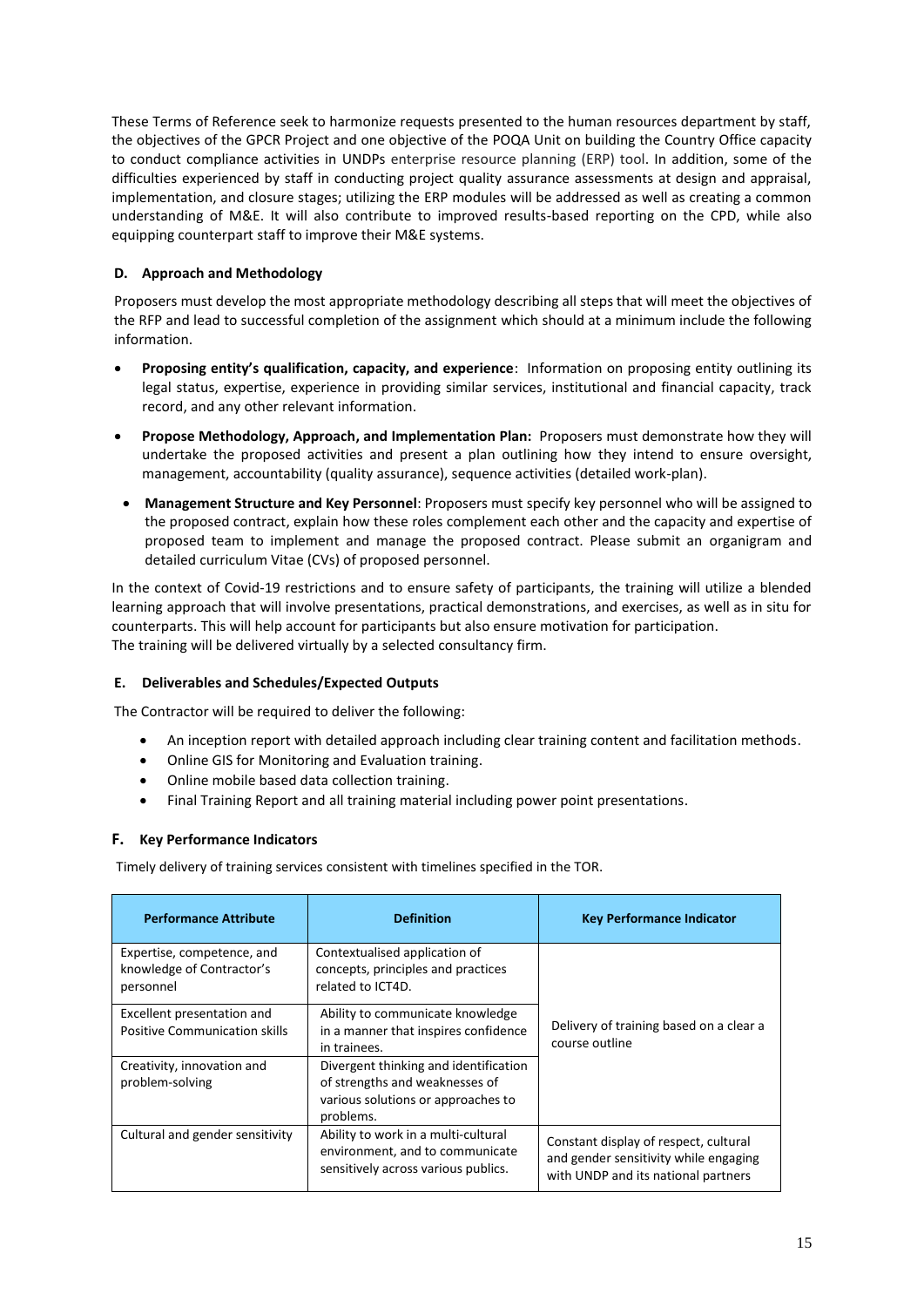These Terms of Reference seek to harmonize requests presented to the human resources department by staff, the objectives of the GPCR Project and one objective of the POQA Unit on building the Country Office capacity to conduct compliance activities in UNDPs enterprise resource planning (ERP) tool. In addition, some of the difficulties experienced by staff in conducting project quality assurance assessments at design and appraisal, implementation, and closure stages; utilizing the ERP modules will be addressed as well as creating a common understanding of M&E. It will also contribute to improved results-based reporting on the CPD, while also equipping counterpart staff to improve their M&E systems.

### D. Approach and Methodology

Proposers must develop the most appropriate methodology describing all steps that will meet the objectives of the RFP and lead to successful completion of the assignment which should at a minimum include the following information.

- **Proposing entity's qualification, capacity, and experience**: Information on proposing entity outlining its legal status, expertise, experience in providing similar services, institutional and financial capacity, track record, and any other relevant information.
- **Propose Methodology, Approach, and Implementation Plan:** Proposers must demonstrate how they will undertake the proposed activities and present a plan outlining how they intend to ensure oversight, management, accountability (quality assurance), sequence activities (detailed work-plan).
- **Management Structure and Key Personnel**: Proposers must specify key personnel who will be assigned to the proposed contract, explain how these roles complement each other and the capacity and expertise of proposed team to implement and manage the proposed contract. Please submit an organigram and detailed curriculum Vitae (CVs) of proposed personnel.

In the context of Covid-19 restrictions and to ensure safety of participants, the training will utilize a blended learning approach that will involve presentations, practical demonstrations, and exercises, as well as in situ for counterparts. This will help account for participants but also ensure motivation for participation.
The training will be delivered virtually by a selected consultancy firm.

### E. Deliverables and Schedules/Expected Outputs

The Contractor will be required to deliver the following:

- An inception report with detailed approach including clear training content and facilitation methods.
- Online GIS for Monitoring and Evaluation training.
- Online mobile based data collection training.
- Final Training Report and all training material including power point presentations.

### F. Key Performance Indicators

Timely delivery of training services consistent with timelines specified in the TOR.

| Performance Attribute | Definition | Key Performance Indicator |
|---|---|---|
| Expertise, competence, and knowledge of Contractor's personnel | Contextualised application of concepts, principles and practices related to ICT4D. | Delivery of training based on a clear a course outline |
| Excellent presentation and Positive Communication skills | Ability to communicate knowledge in a manner that inspires confidence in trainees. | |
| Creativity, innovation and problem-solving | Divergent thinking and identification of strengths and weaknesses of various solutions or approaches to problems. | |
| Cultural and gender sensitivity | Ability to work in a multi-cultural environment, and to communicate sensitively across various publics. | Constant display of respect, cultural and gender sensitivity while engaging with UNDP and its national partners |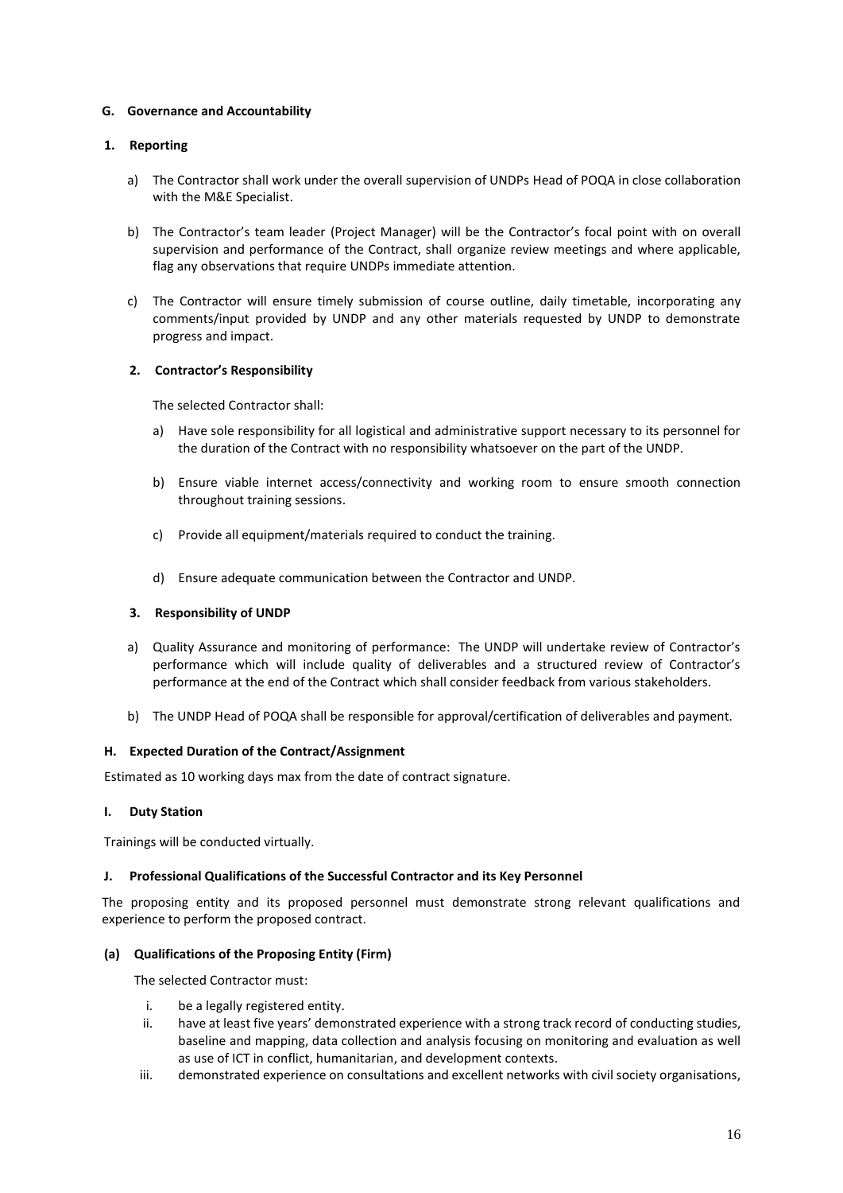### G. Governance and Accountability

#### 1. Reporting

a) The Contractor shall work under the overall supervision of UNDPs Head of POQA in close collaboration with the M&E Specialist.

b) The Contractor's team leader (Project Manager) will be the Contractor's focal point with on overall supervision and performance of the Contract, shall organize review meetings and where applicable, flag any observations that require UNDPs immediate attention.

c) The Contractor will ensure timely submission of course outline, daily timetable, incorporating any comments/input provided by UNDP and any other materials requested by UNDP to demonstrate progress and impact.

#### 2. Contractor's Responsibility

The selected Contractor shall:

a) Have sole responsibility for all logistical and administrative support necessary to its personnel for the duration of the Contract with no responsibility whatsoever on the part of the UNDP.

b) Ensure viable internet access/connectivity and working room to ensure smooth connection throughout training sessions.

c) Provide all equipment/materials required to conduct the training.

d) Ensure adequate communication between the Contractor and UNDP.

#### 3. Responsibility of UNDP

a) Quality Assurance and monitoring of performance: The UNDP will undertake review of Contractor's performance which will include quality of deliverables and a structured review of Contractor's performance at the end of the Contract which shall consider feedback from various stakeholders.

b) The UNDP Head of POQA shall be responsible for approval/certification of deliverables and payment.

### H. Expected Duration of the Contract/Assignment

Estimated as 10 working days max from the date of contract signature.

### I. Duty Station

Trainings will be conducted virtually.

### J. Professional Qualifications of the Successful Contractor and its Key Personnel

The proposing entity and its proposed personnel must demonstrate strong relevant qualifications and experience to perform the proposed contract.

#### (a) Qualifications of the Proposing Entity (Firm)

The selected Contractor must:

i. be a legally registered entity.

ii. have at least five years' demonstrated experience with a strong track record of conducting studies, baseline and mapping, data collection and analysis focusing on monitoring and evaluation as well as use of ICT in conflict, humanitarian, and development contexts.

iii. demonstrated experience on consultations and excellent networks with civil society organisations,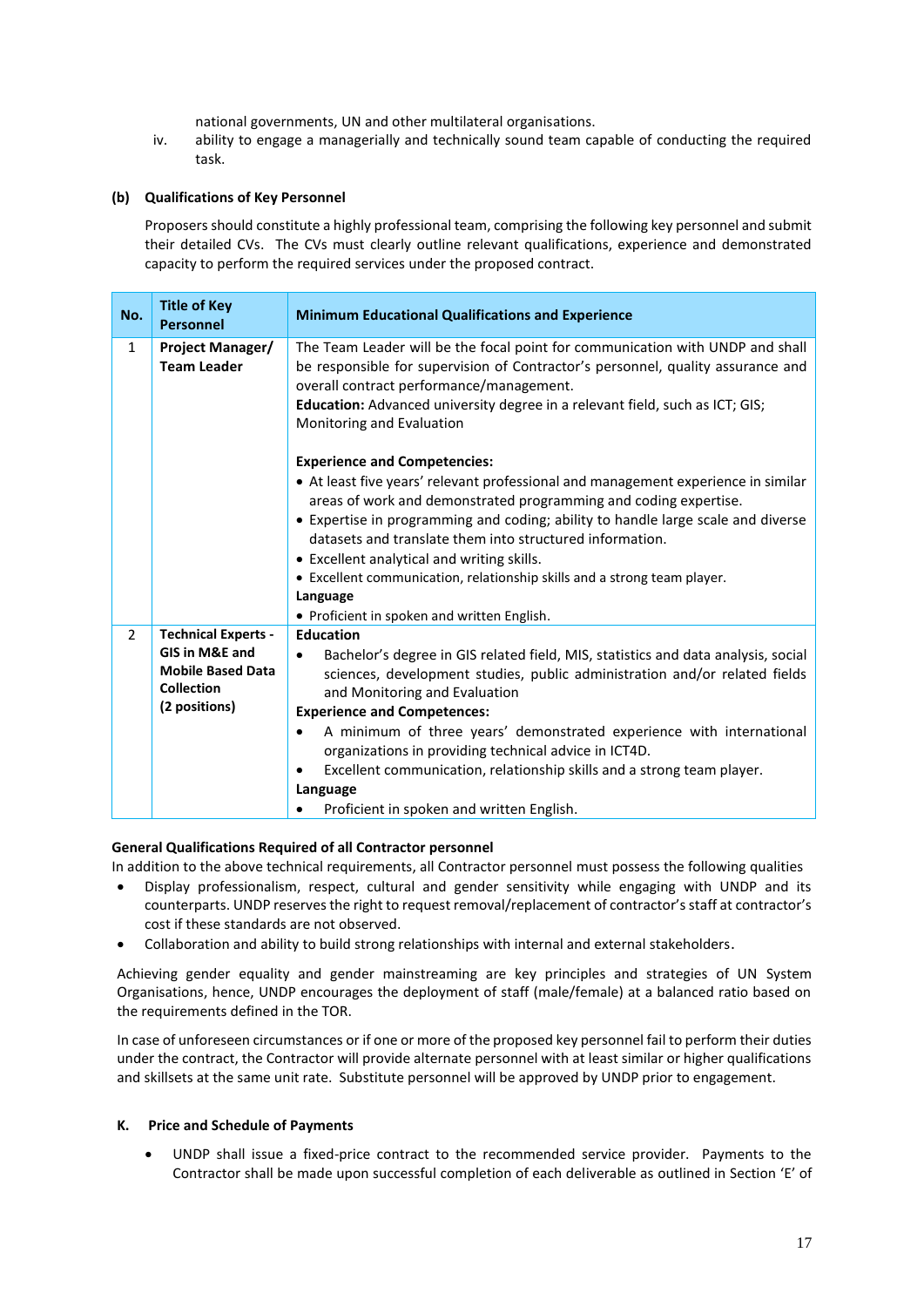national governments, UN and other multilateral organisations.

iv. ability to engage a managerially and technically sound team capable of conducting the required task.

**(b) Qualifications of Key Personnel**

Proposers should constitute a highly professional team, comprising the following key personnel and submit their detailed CVs. The CVs must clearly outline relevant qualifications, experience and demonstrated capacity to perform the required services under the proposed contract.

| No. | Title of Key Personnel | Minimum Educational Qualifications and Experience |
|---|---|---|
| 1 | **Project Manager/ Team Leader** | The Team Leader will be the focal point for communication with UNDP and shall be responsible for supervision of Contractor's personnel, quality assurance and overall contract performance/management.<br>**Education:** Advanced university degree in a relevant field, such as ICT; GIS; Monitoring and Evaluation<br><br>**Experience and Competencies:**<br>• At least five years' relevant professional and management experience in similar areas of work and demonstrated programming and coding expertise.<br>• Expertise in programming and coding; ability to handle large scale and diverse datasets and translate them into structured information.<br>• Excellent analytical and writing skills.<br>• Excellent communication, relationship skills and a strong team player.<br>**Language**<br>• Proficient in spoken and written English. |
| 2 | **Technical Experts - GIS in M&E and Mobile Based Data Collection (2 positions)** | **Education**<br>• Bachelor's degree in GIS related field, MIS, statistics and data analysis, social sciences, development studies, public administration and/or related fields and Monitoring and Evaluation<br>**Experience and Competences:**<br>• A minimum of three years' demonstrated experience with international organizations in providing technical advice in ICT4D.<br>• Excellent communication, relationship skills and a strong team player.<br>**Language**<br>• Proficient in spoken and written English. |

**General Qualifications Required of all Contractor personnel**

In addition to the above technical requirements, all Contractor personnel must possess the following qualities

- Display professionalism, respect, cultural and gender sensitivity while engaging with UNDP and its counterparts. UNDP reserves the right to request removal/replacement of contractor's staff at contractor's cost if these standards are not observed.
- Collaboration and ability to build strong relationships with internal and external stakeholders.

Achieving gender equality and gender mainstreaming are key principles and strategies of UN System Organisations, hence, UNDP encourages the deployment of staff (male/female) at a balanced ratio based on the requirements defined in the TOR.

In case of unforeseen circumstances or if one or more of the proposed key personnel fail to perform their duties under the contract, the Contractor will provide alternate personnel with at least similar or higher qualifications and skillsets at the same unit rate. Substitute personnel will be approved by UNDP prior to engagement.

**K. Price and Schedule of Payments**

- UNDP shall issue a fixed-price contract to the recommended service provider. Payments to the Contractor shall be made upon successful completion of each deliverable as outlined in Section 'E' of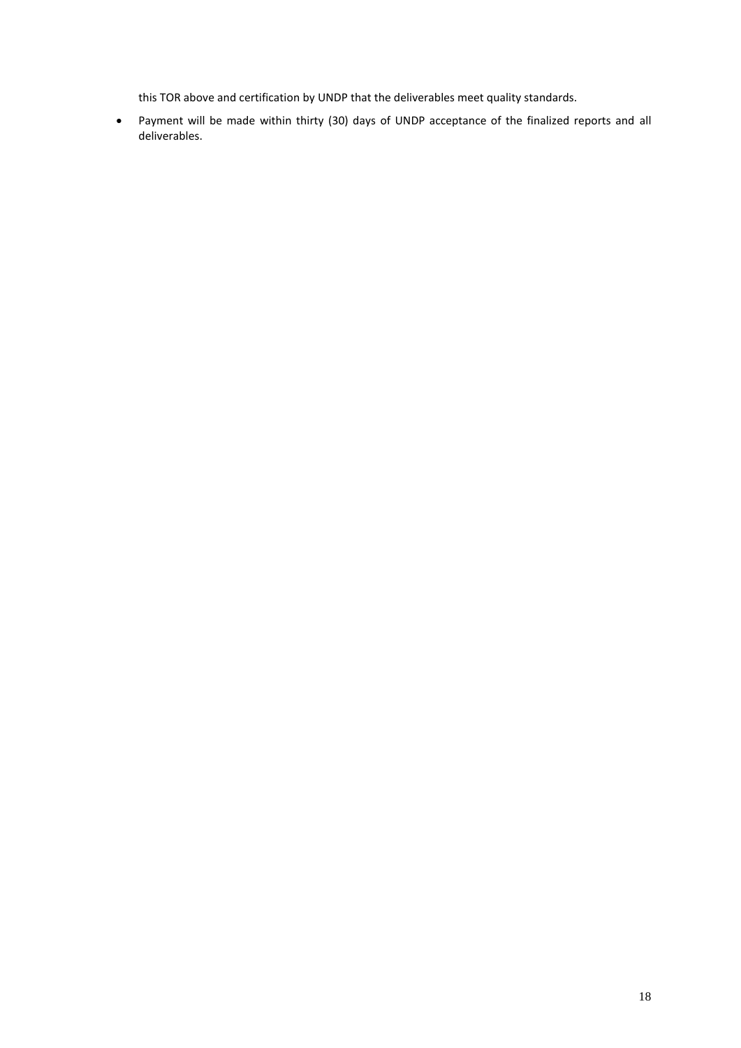this TOR above and certification by UNDP that the deliverables meet quality standards.

- Payment will be made within thirty (30) days of UNDP acceptance of the finalized reports and all deliverables.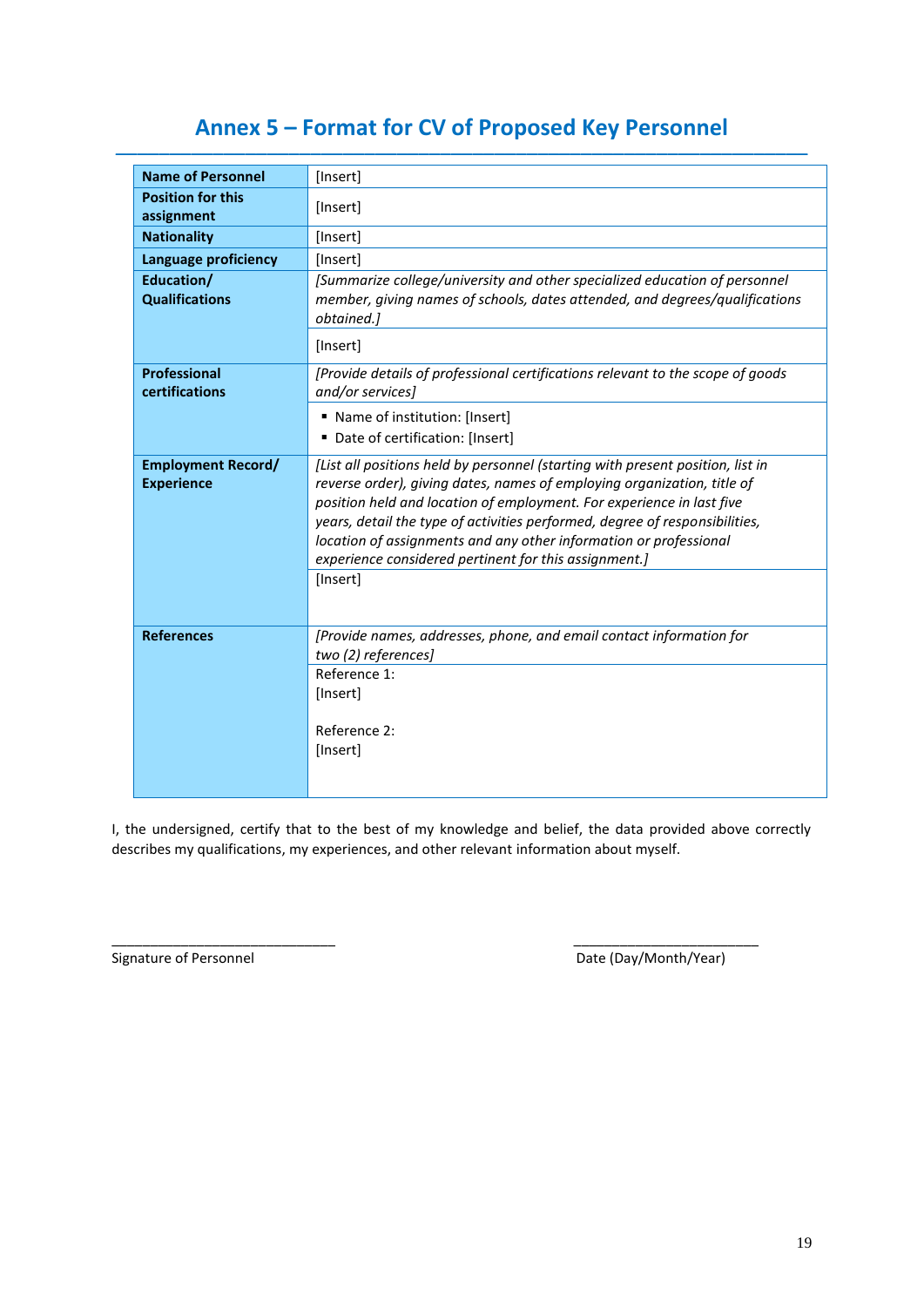# Annex 5 – Format for CV of Proposed Key Personnel

| | |
|---|---|
| **Name of Personnel** | [Insert] |
| **Position for this assignment** | [Insert] |
| **Nationality** | [Insert] |
| **Language proficiency** | [Insert] |
| **Education/ Qualifications** | *[Summarize college/university and other specialized education of personnel member, giving names of schools, dates attended, and degrees/qualifications obtained.]* |
| | [Insert] |
| **Professional certifications** | *[Provide details of professional certifications relevant to the scope of goods and/or services]* |
| | ▪ Name of institution: [Insert]<br>▪ Date of certification: [Insert] |
| **Employment Record/ Experience** | *[List all positions held by personnel (starting with present position, list in reverse order), giving dates, names of employing organization, title of position held and location of employment. For experience in last five years, detail the type of activities performed, degree of responsibilities, location of assignments and any other information or professional experience considered pertinent for this assignment.]* |
| | [Insert] |
| **References** | *[Provide names, addresses, phone, and email contact information for two (2) references]* |
| | Reference 1:<br>[Insert]<br><br>Reference 2:<br>[Insert] |

I, the undersigned, certify that to the best of my knowledge and belief, the data provided above correctly describes my qualifications, my experiences, and other relevant information about myself.

______________________________
Signature of Personnel

_________________________
Date (Day/Month/Year)